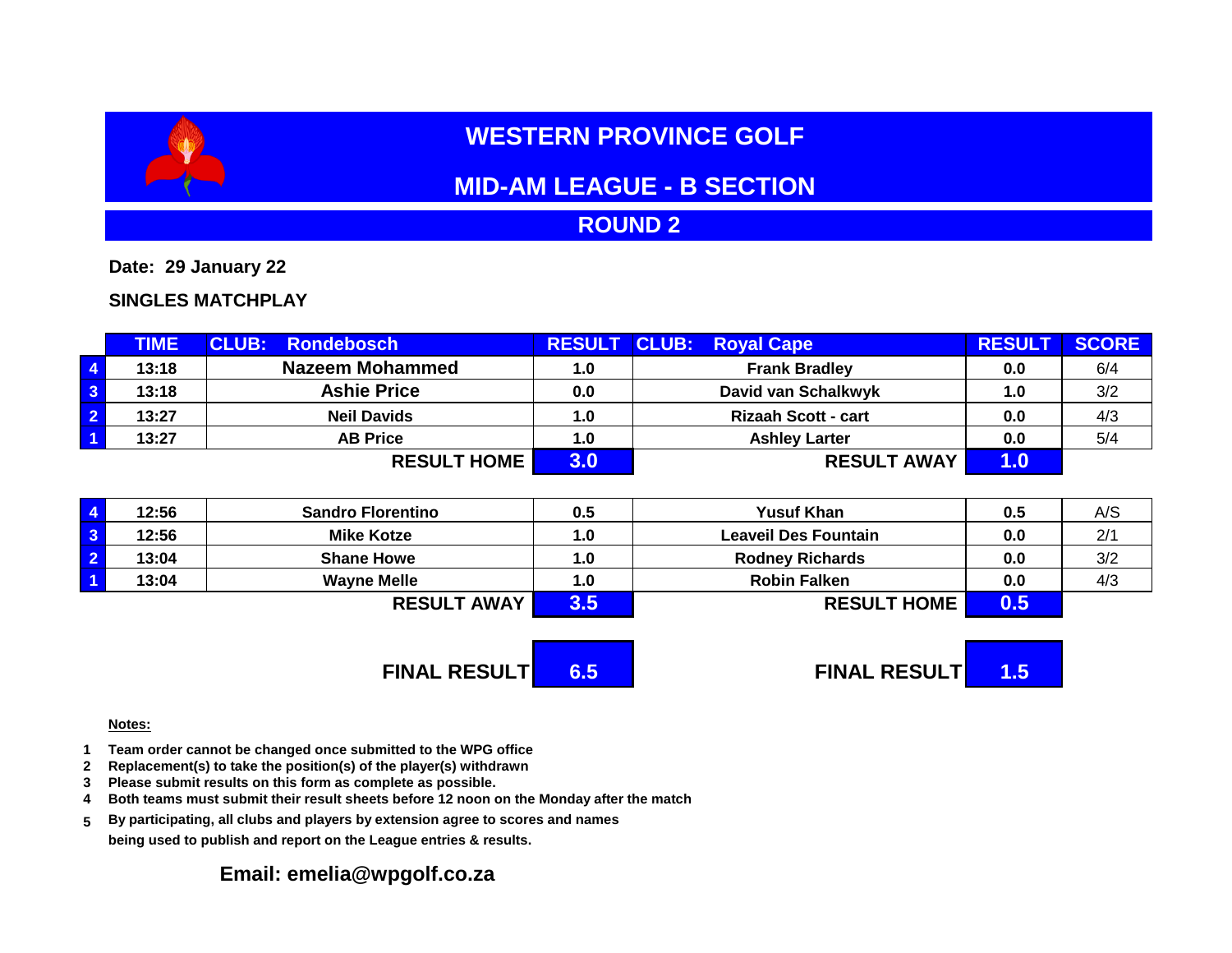# WESTERN PROVINCE GOLF

## MID-AM LEAGUE - B SECTION

## ROUND 2

**Date: 29 January 22**

**SINGLES MATCHPLAY**

| | TIME | CLUB: Rondebosch | RESULT | CLUB: Royal Cape | RESULT | SCORE |
|---|---|---|---|---|---|---|
| 4 | 13:18 | Nazeem Mohammed | 1.0 | Frank Bradley | 0.0 | 6/4 |
| 3 | 13:18 | Ashie Price | 0.0 | David van Schalkwyk | 1.0 | 3/2 |
| 2 | 13:27 | Neil Davids | 1.0 | Rizaah Scott - cart | 0.0 | 4/3 |
| 1 | 13:27 | AB Price | 1.0 | Ashley Larter | 0.0 | 5/4 |
| | | RESULT HOME | 3.0 | RESULT AWAY | 1.0 | |

| | TIME | | RESULT | | RESULT | SCORE |
|---|---|---|---|---|---|---|
| 4 | 12:56 | Sandro Florentino | 0.5 | Yusuf Khan | 0.5 | A/S |
| 3 | 12:56 | Mike Kotze | 1.0 | Leaveil Des Fountain | 0.0 | 2/1 |
| 2 | 13:04 | Shane Howe | 1.0 | Rodney Richards | 0.0 | 3/2 |
| 1 | 13:04 | Wayne Melle | 1.0 | Robin Falken | 0.0 | 4/3 |
| | | RESULT AWAY | 3.5 | RESULT HOME | 0.5 | |

| | |
|---|---|
| FINAL RESULT | 6.5 |
| FINAL RESULT | 1.5 |

**Notes:**

1. Team order cannot be changed once submitted to the WPG office
2. Replacement(s) to take the position(s) of the player(s) withdrawn
3. Please submit results on this form as complete as possible.
4. Both teams must submit their result sheets before 12 noon on the Monday after the match
5. By participating, all clubs and players by extension agree to scores and names being used to publish and report on the League entries & results.

**Email: emelia@wpgolf.co.za**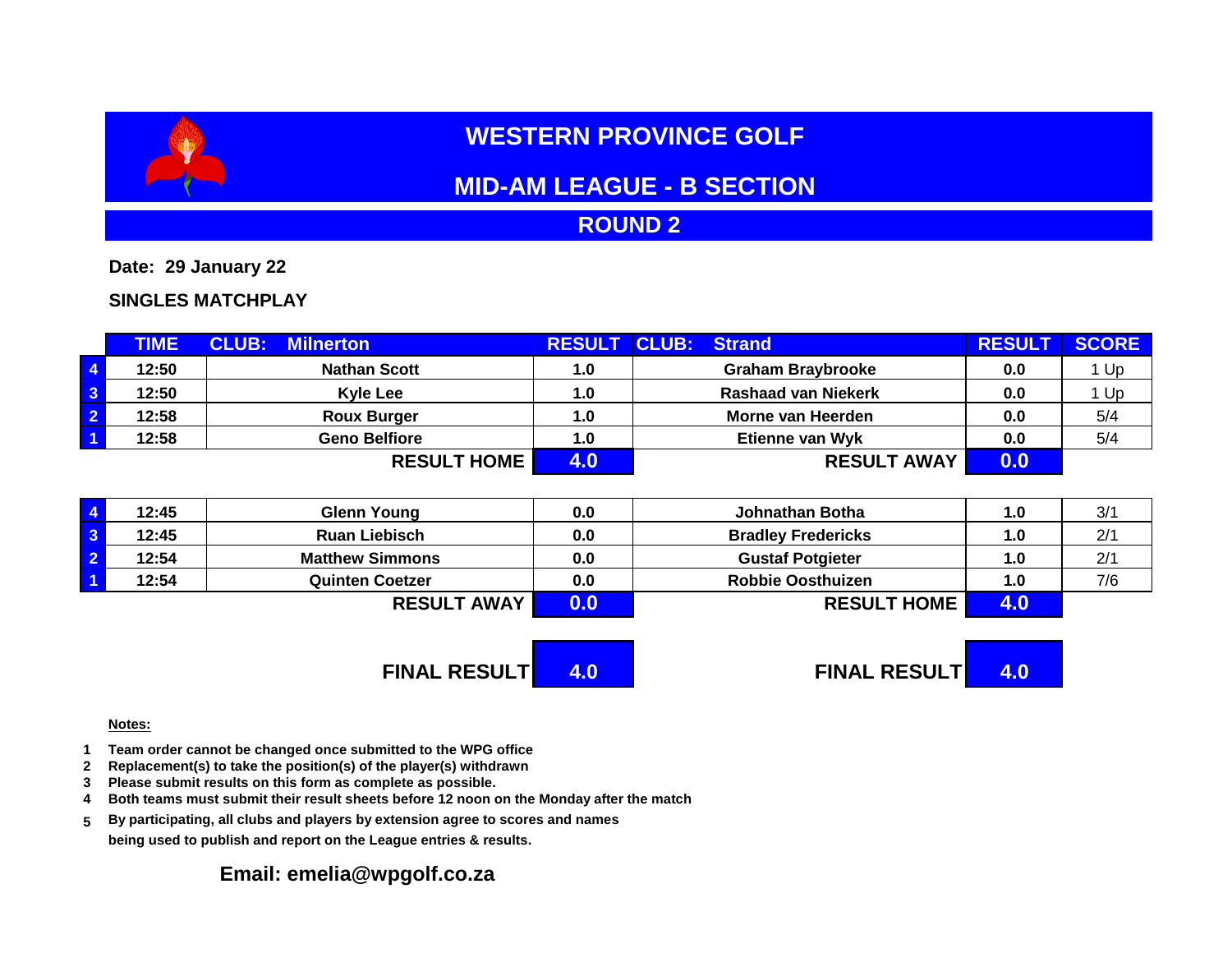# WESTERN PROVINCE GOLF

## MID-AM LEAGUE - B SECTION

## ROUND 2

**Date: 29 January 22**

**SINGLES MATCHPLAY**

| | TIME | CLUB: Milnerton | RESULT | CLUB: Strand | RESULT | SCORE |
|---|---|---|---|---|---|---|
| 4 | 12:50 | Nathan Scott | 1.0 | Graham Braybrooke | 0.0 | 1 Up |
| 3 | 12:50 | Kyle Lee | 1.0 | Rashaad van Niekerk | 0.0 | 1 Up |
| 2 | 12:58 | Roux Burger | 1.0 | Morne van Heerden | 0.0 | 5/4 |
| 1 | 12:58 | Geno Belfiore | 1.0 | Etienne van Wyk | 0.0 | 5/4 |
| | | **RESULT HOME** | **4.0** | **RESULT AWAY** | **0.0** | |

| | TIME | CLUB: Milnerton | RESULT | CLUB: Strand | RESULT | SCORE |
|---|---|---|---|---|---|---|
| 4 | 12:45 | Glenn Young | 0.0 | Johnathan Botha | 1.0 | 3/1 |
| 3 | 12:45 | Ruan Liebisch | 0.0 | Bradley Fredericks | 1.0 | 2/1 |
| 2 | 12:54 | Matthew Simmons | 0.0 | Gustaf Potgieter | 1.0 | 2/1 |
| 1 | 12:54 | Quinten Coetzer | 0.0 | Robbie Oosthuizen | 1.0 | 7/6 |
| | | **RESULT AWAY** | **0.0** | **RESULT HOME** | **4.0** | |

| | | |
|---|---|---|
| **FINAL RESULT** | **4.0** | |
| **FINAL RESULT** | **4.0** | |

**Notes:**

1. Team order cannot be changed once submitted to the WPG office
2. Replacement(s) to take the position(s) of the player(s) withdrawn
3. Please submit results on this form as complete as possible.
4. Both teams must submit their result sheets before 12 noon on the Monday after the match
5. By participating, all clubs and players by extension agree to scores and names being used to publish and report on the League entries & results.

**Email: emelia@wpgolf.co.za**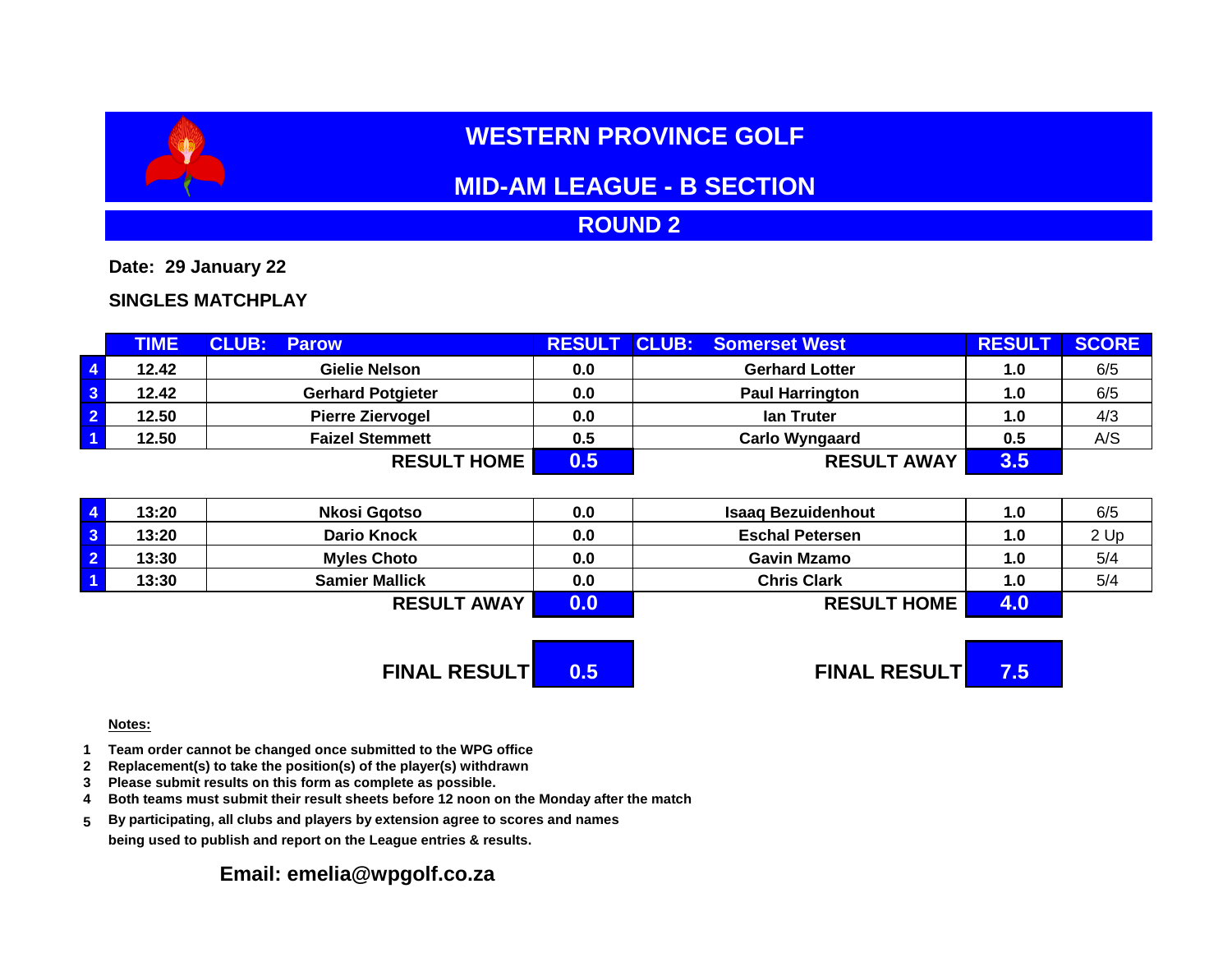# WESTERN PROVINCE GOLF

## MID-AM LEAGUE - B SECTION

## ROUND 2

**Date: 29 January 22**

**SINGLES MATCHPLAY**

| | TIME | CLUB: Parow | RESULT | CLUB: Somerset West | RESULT | SCORE |
|---|---|---|---|---|---|---|
| 4 | 12.42 | Gielie Nelson | 0.0 | Gerhard Lotter | 1.0 | 6/5 |
| 3 | 12.42 | Gerhard Potgieter | 0.0 | Paul Harrington | 1.0 | 6/5 |
| 2 | 12.50 | Pierre Ziervogel | 0.0 | Ian Truter | 1.0 | 4/3 |
| 1 | 12.50 | Faizel Stemmett | 0.5 | Carlo Wyngaard | 0.5 | A/S |
| | | **RESULT HOME** | **0.5** | **RESULT AWAY** | **3.5** | |

| | | | | | | |
|---|---|---|---|---|---|---|
| 4 | 13:20 | Nkosi Gqotso | 0.0 | Isaaq Bezuidenhout | 1.0 | 6/5 |
| 3 | 13:20 | Dario Knock | 0.0 | Eschal Petersen | 1.0 | 2 Up |
| 2 | 13:30 | Myles Choto | 0.0 | Gavin Mzamo | 1.0 | 5/4 |
| 1 | 13:30 | Samier Mallick | 0.0 | Chris Clark | 1.0 | 5/4 |
| | | **RESULT AWAY** | **0.0** | **RESULT HOME** | **4.0** | |

**FINAL RESULT** 0.5 **FINAL RESULT** 7.5

**Notes:**

1. Team order cannot be changed once submitted to the WPG office
2. Replacement(s) to take the position(s) of the player(s) withdrawn
3. Please submit results on this form as complete as possible.
4. Both teams must submit their result sheets before 12 noon on the Monday after the match
5. By participating, all clubs and players by extension agree to scores and names being used to publish and report on the League entries & results.

**Email: emelia@wpgolf.co.za**